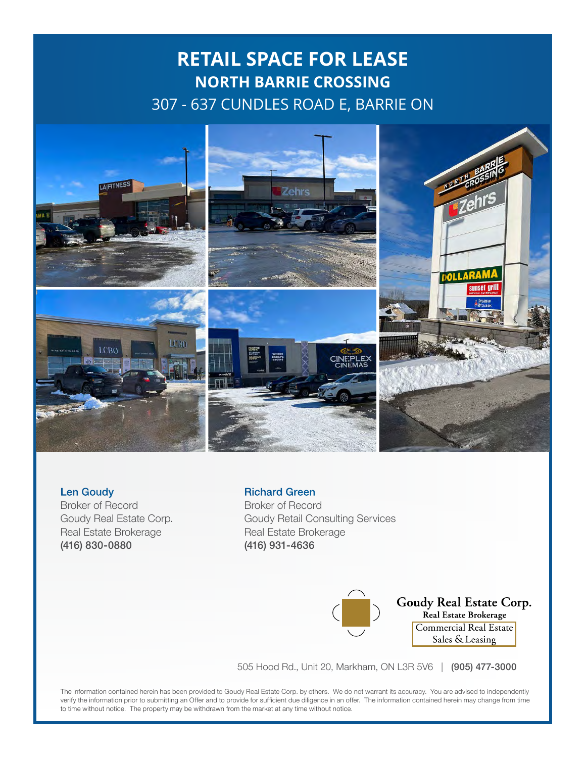# RETAIL SPACE FOR LEASE

## NORTH BARRIE CROSSING

307 - 637 CUNDLES ROAD E, BARRIE ON

**Len Goudy**
Broker of Record
Goudy Real Estate Corp.
Real Estate Brokerage
**(416) 830-0880**

**Richard Green**
Broker of Record
Goudy Retail Consulting Services
Real Estate Brokerage
**(416) 931-4636**

**Goudy Real Estate Corp.**
**Real Estate Brokerage**
Commercial Real Estate
Sales & Leasing

505 Hood Rd., Unit 20, Markham, ON L3R 5V6 | **(905) 477-3000**

The information contained herein has been provided to Goudy Real Estate Corp. by others. We do not warrant its accuracy. You are advised to independently verify the information prior to submitting an Offer and to provide for sufficient due diligence in an offer. The information contained herein may change from time to time without notice. The property may be withdrawn from the market at any time without notice.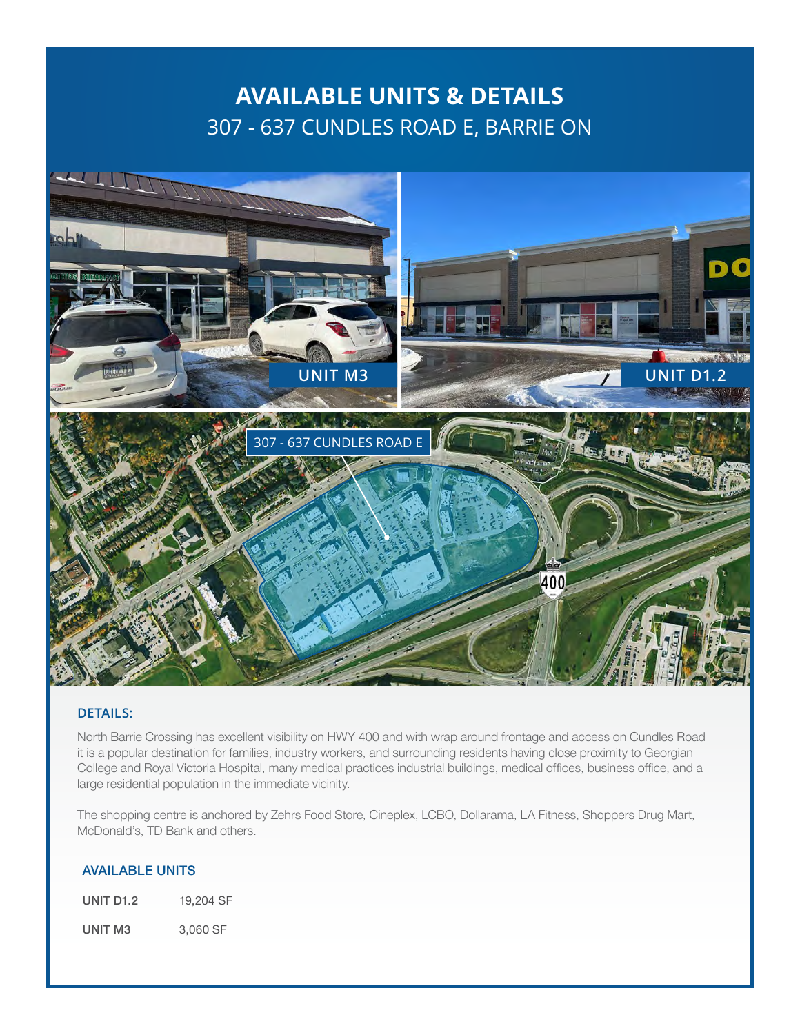# AVAILABLE UNITS & DETAILS

## 307 - 637 CUNDLES ROAD E, BARRIE ON

UNIT M3

UNIT D1.2

307 - 637 CUNDLES ROAD E

### DETAILS:

North Barrie Crossing has excellent visibility on HWY 400 and with wrap around frontage and access on Cundles Road it is a popular destination for families, industry workers, and surrounding residents having close proximity to Georgian College and Royal Victoria Hospital, many medical practices industrial buildings, medical offices, business office, and a large residential population in the immediate vicinity.

The shopping centre is anchored by Zehrs Food Store, Cineplex, LCBO, Dollarama, LA Fitness, Shoppers Drug Mart, McDonald's, TD Bank and others.

### AVAILABLE UNITS

| UNIT | SIZE |
| --- | --- |
| UNIT D1.2 | 19,204 SF |
| UNIT M3 | 3,060 SF |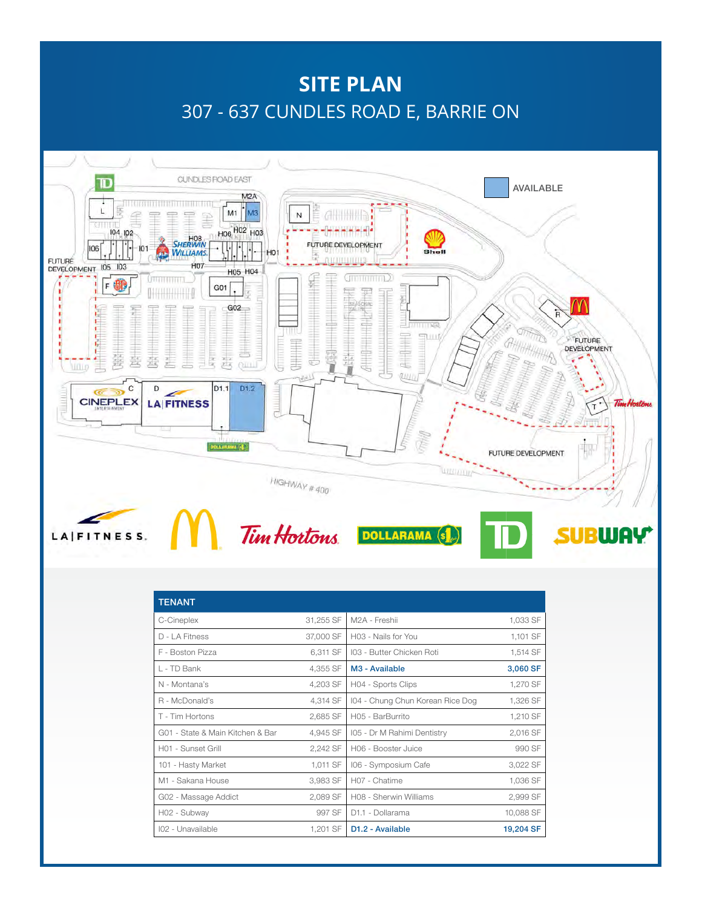# SITE PLAN

## 307 - 637 CUNDLES ROAD E, BARRIE ON

| TENANT | | | |
|---|---|---|---|
| C-Cineplex | 31,255 SF | M2A - Freshii | 1,033 SF |
| D - LA Fitness | 37,000 SF | H03 - Nails for You | 1,101 SF |
| F - Boston Pizza | 6,311 SF | I03 - Butter Chicken Roti | 1,514 SF |
| L - TD Bank | 4,355 SF | **M3 - Available** | **3,060 SF** |
| N - Montana's | 4,203 SF | H04 - Sports Clips | 1,270 SF |
| R - McDonald's | 4,314 SF | I04 - Chung Chun Korean Rice Dog | 1,326 SF |
| T - Tim Hortons | 2,685 SF | H05 - BarBurrito | 1,210 SF |
| G01 - State & Main Kitchen & Bar | 4,945 SF | I05 - Dr M Rahimi Dentistry | 2,016 SF |
| H01 - Sunset Grill | 2,242 SF | H06 - Booster Juice | 990 SF |
| 101 - Hasty Market | 1,011 SF | I06 - Symposium Cafe | 3,022 SF |
| M1 - Sakana House | 3,983 SF | H07 - Chatime | 1,036 SF |
| G02 - Massage Addict | 2,089 SF | H08 - Sherwin Williams | 2,999 SF |
| H02 - Subway | 997 SF | D1.1 - Dollarama | 10,088 SF |
| I02 - Unavailable | 1,201 SF | **D1.2 - Available** | **19,204 SF** |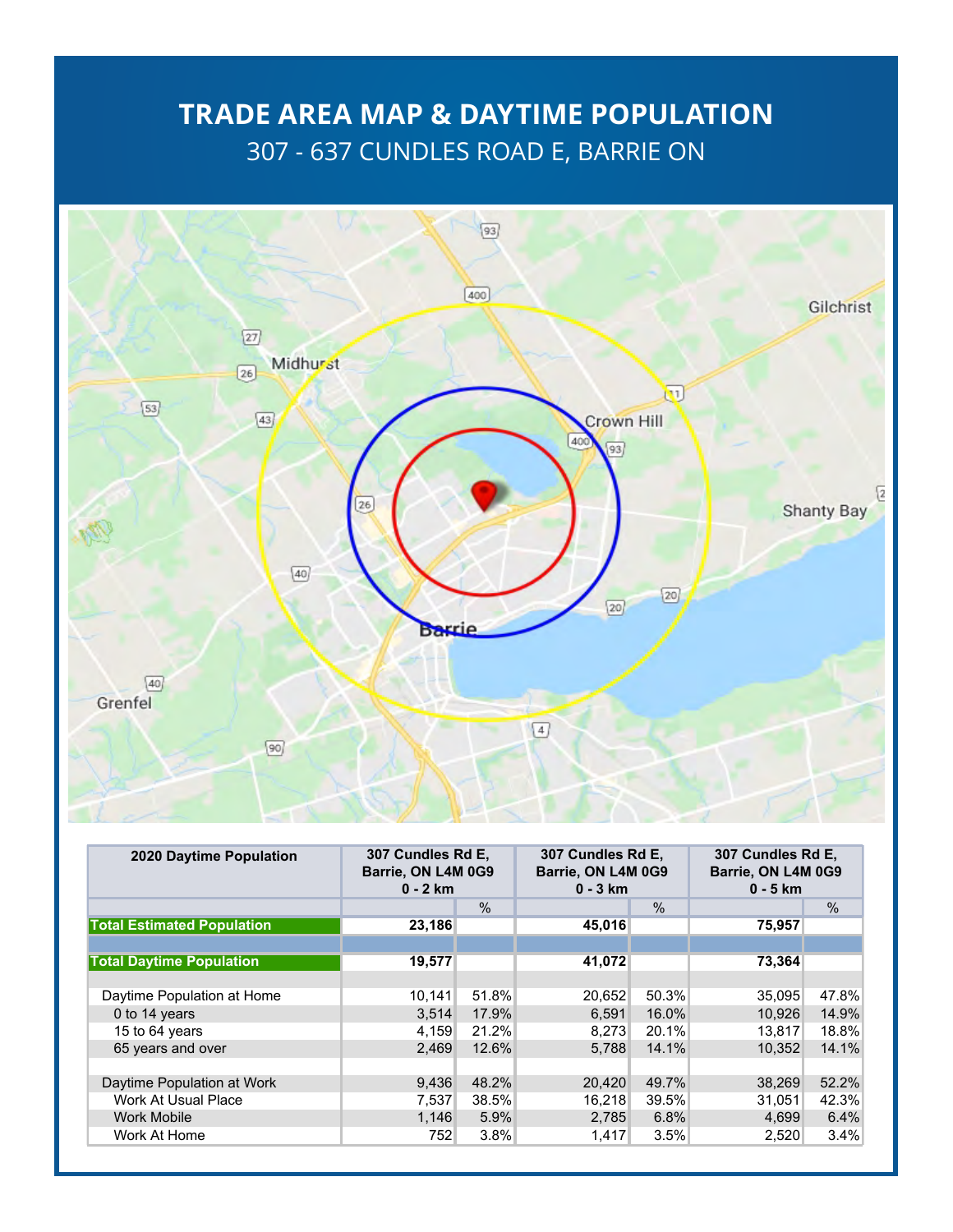# TRADE AREA MAP & DAYTIME POPULATION

307 - 637 CUNDLES ROAD E, BARRIE ON

| 2020 Daytime Population | 307 Cundles Rd E, Barrie, ON L4M 0G9 0 - 2 km | | 307 Cundles Rd E, Barrie, ON L4M 0G9 0 - 3 km | | 307 Cundles Rd E, Barrie, ON L4M 0G9 0 - 5 km | |
|---|---|---|---|---|---|---|
| | | % | | % | | % |
| **Total Estimated Population** | **23,186** | | **45,016** | | **75,957** | |
| | | | | | | |
| **Total Daytime Population** | **19,577** | | **41,072** | | **73,364** | |
| | | | | | | |
| Daytime Population at Home | 10,141 | 51.8% | 20,652 | 50.3% | 35,095 | 47.8% |
| 0 to 14 years | 3,514 | 17.9% | 6,591 | 16.0% | 10,926 | 14.9% |
| 15 to 64 years | 4,159 | 21.2% | 8,273 | 20.1% | 13,817 | 18.8% |
| 65 years and over | 2,469 | 12.6% | 5,788 | 14.1% | 10,352 | 14.1% |
| | | | | | | |
| Daytime Population at Work | 9,436 | 48.2% | 20,420 | 49.7% | 38,269 | 52.2% |
| Work At Usual Place | 7,537 | 38.5% | 16,218 | 39.5% | 31,051 | 42.3% |
| Work Mobile | 1,146 | 5.9% | 2,785 | 6.8% | 4,699 | 6.4% |
| Work At Home | 752 | 3.8% | 1,417 | 3.5% | 2,520 | 3.4% |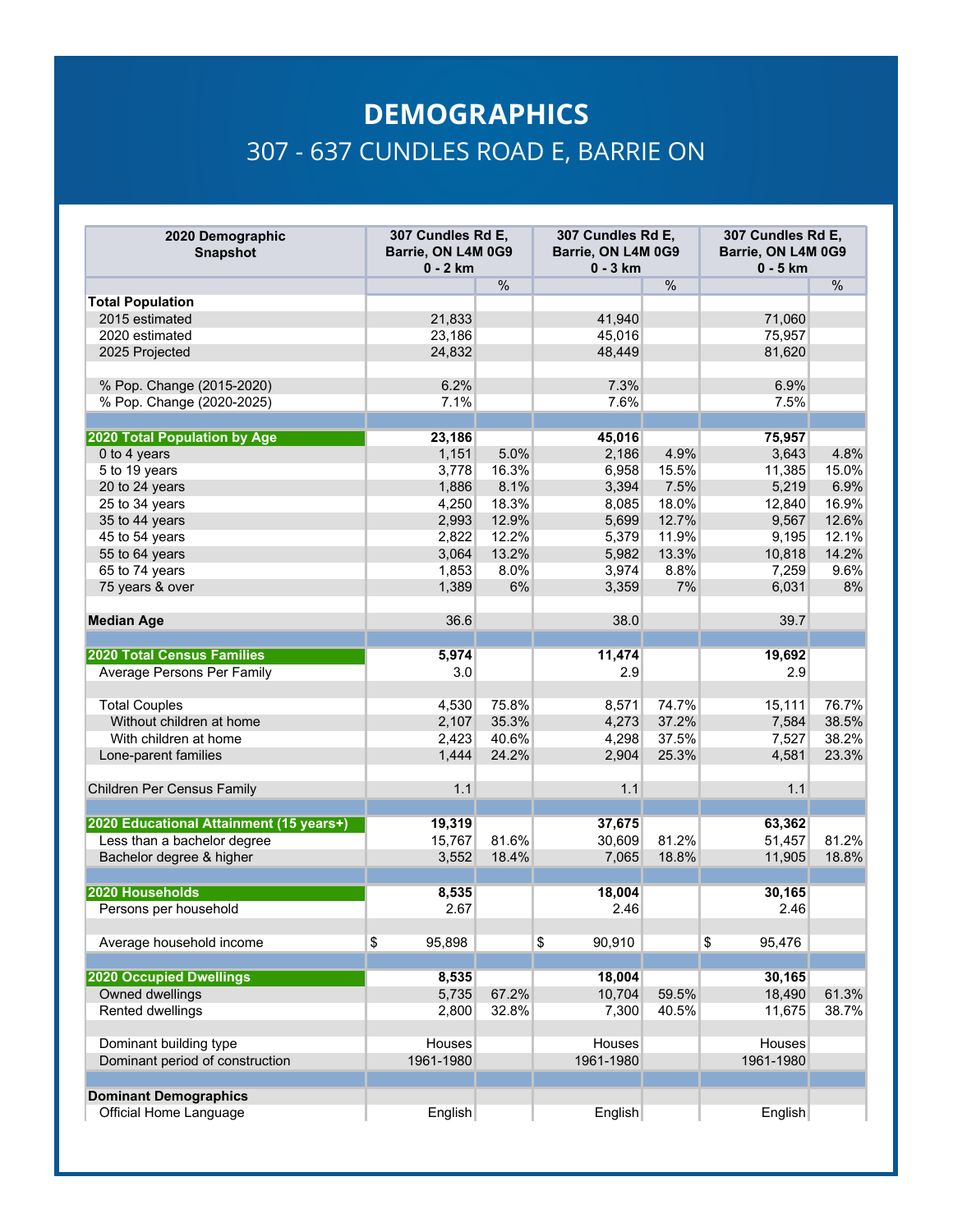# DEMOGRAPHICS

## 307 - 637 CUNDLES ROAD E, BARRIE ON

| 2020 Demographic Snapshot | 307 Cundles Rd E, Barrie, ON L4M 0G9 0 - 2 km | | 307 Cundles Rd E, Barrie, ON L4M 0G9 0 - 3 km | | 307 Cundles Rd E, Barrie, ON L4M 0G9 0 - 5 km | |
|---|---|---|---|---|---|---|
| | | % | | % | | % |
| **Total Population** | | | | | | |
| 2015 estimated | 21,833 | | 41,940 | | 71,060 | |
| 2020 estimated | 23,186 | | 45,016 | | 75,957 | |
| 2025 Projected | 24,832 | | 48,449 | | 81,620 | |
| | | | | | | |
| % Pop. Change (2015-2020) | 6.2% | | 7.3% | | 6.9% | |
| % Pop. Change (2020-2025) | 7.1% | | 7.6% | | 7.5% | |
| | | | | | | |
| **2020 Total Population by Age** | **23,186** | | **45,016** | | **75,957** | |
| 0 to 4 years | 1,151 | 5.0% | 2,186 | 4.9% | 3,643 | 4.8% |
| 5 to 19 years | 3,778 | 16.3% | 6,958 | 15.5% | 11,385 | 15.0% |
| 20 to 24 years | 1,886 | 8.1% | 3,394 | 7.5% | 5,219 | 6.9% |
| 25 to 34 years | 4,250 | 18.3% | 8,085 | 18.0% | 12,840 | 16.9% |
| 35 to 44 years | 2,993 | 12.9% | 5,699 | 12.7% | 9,567 | 12.6% |
| 45 to 54 years | 2,822 | 12.2% | 5,379 | 11.9% | 9,195 | 12.1% |
| 55 to 64 years | 3,064 | 13.2% | 5,982 | 13.3% | 10,818 | 14.2% |
| 65 to 74 years | 1,853 | 8.0% | 3,974 | 8.8% | 7,259 | 9.6% |
| 75 years & over | 1,389 | 6% | 3,359 | 7% | 6,031 | 8% |
| | | | | | | |
| **Median Age** | 36.6 | | 38.0 | | 39.7 | |
| | | | | | | |
| **2020 Total Census Families** | **5,974** | | **11,474** | | **19,692** | |
| Average Persons Per Family | 3.0 | | 2.9 | | 2.9 | |
| | | | | | | |
| Total Couples | 4,530 | 75.8% | 8,571 | 74.7% | 15,111 | 76.7% |
| Without children at home | 2,107 | 35.3% | 4,273 | 37.2% | 7,584 | 38.5% |
| With children at home | 2,423 | 40.6% | 4,298 | 37.5% | 7,527 | 38.2% |
| Lone-parent families | 1,444 | 24.2% | 2,904 | 25.3% | 4,581 | 23.3% |
| | | | | | | |
| Children Per Census Family | 1.1 | | 1.1 | | 1.1 | |
| | | | | | | |
| **2020 Educational Attainment (15 years+)** | **19,319** | | **37,675** | | **63,362** | |
| Less than a bachelor degree | 15,767 | 81.6% | 30,609 | 81.2% | 51,457 | 81.2% |
| Bachelor degree & higher | 3,552 | 18.4% | 7,065 | 18.8% | 11,905 | 18.8% |
| | | | | | | |
| **2020 Households** | **8,535** | | **18,004** | | **30,165** | |
| Persons per household | 2.67 | | 2.46 | | 2.46 | |
| | | | | | | |
| Average household income | $ 95,898 | | $ 90,910 | | $ 95,476 | |
| | | | | | | |
| **2020 Occupied Dwellings** | **8,535** | | **18,004** | | **30,165** | |
| Owned dwellings | 5,735 | 67.2% | 10,704 | 59.5% | 18,490 | 61.3% |
| Rented dwellings | 2,800 | 32.8% | 7,300 | 40.5% | 11,675 | 38.7% |
| | | | | | | |
| Dominant building type | Houses | | Houses | | Houses | |
| Dominant period of construction | 1961-1980 | | 1961-1980 | | 1961-1980 | |
| | | | | | | |
| **Dominant Demographics** | | | | | | |
| Official Home Language | English | | English | | English | |